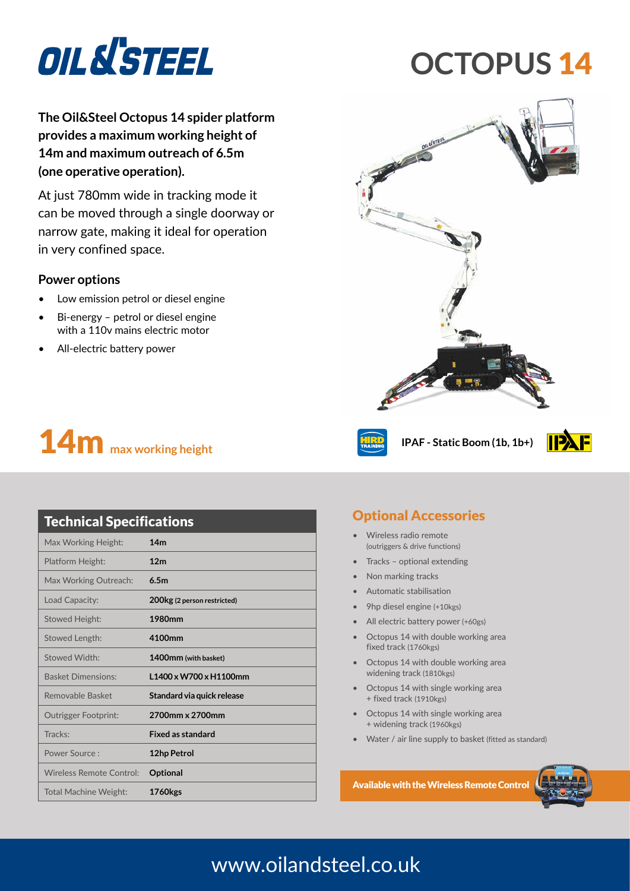# OIL&STEEL

# OCTOPUS 14

**The Oil&Steel Octopus 14 spider platform provides a maximum working height of 14m and maximum outreach of 6.5m (one operative operation).**

At just 780mm wide in tracking mode it can be moved through a single doorway or narrow gate, making it ideal for operation in very confined space.

### Power options

- Low emission petrol or diesel engine
- Bi-energy – petrol or diesel engine with a 110v mains electric motor
- All-electric battery power

**14m** max working height

IPAF - Static Boom (1b, 1b+)

## Technical Specifications

| Technical Specifications | |
|---|---|
| Max Working Height: | **14m** |
| Platform Height: | **12m** |
| Max Working Outreach: | **6.5m** |
| Load Capacity: | **200kg** (2 person restricted) |
| Stowed Height: | **1980mm** |
| Stowed Length: | **4100mm** |
| Stowed Width: | **1400mm** (with basket) |
| Basket Dimensions: | **L1400 x W700 x H1100mm** |
| Removable Basket | **Standard via quick release** |
| Outrigger Footprint: | **2700mm x 2700mm** |
| Tracks: | **Fixed as standard** |
| Power Source : | **12hp Petrol** |
| Wireless Remote Control: | **Optional** |
| Total Machine Weight: | **1760kgs** |

## Optional Accessories

- Wireless radio remote (outriggers & drive functions)
- Tracks – optional extending
- Non marking tracks
- Automatic stabilisation
- 9hp diesel engine (+10kgs)
- All electric battery power (+60gs)
- Octopus 14 with double working area fixed track (1760kgs)
- Octopus 14 with double working area widening track (1810kgs)
- Octopus 14 with single working area + fixed track (1910kgs)
- Octopus 14 with single working area + widening track (1960kgs)
- Water / air line supply to basket (fitted as standard)

**Available with the Wireless Remote Control**

www.oilandsteel.co.uk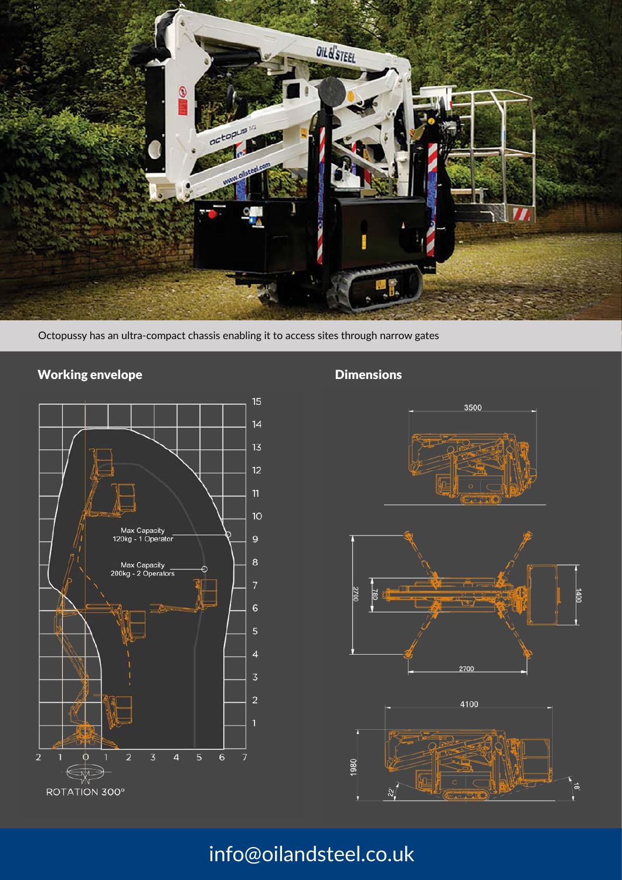Octopussy has an ultra-compact chassis enabling it to access sites through narrow gates

## Working envelope

Max Capacity
120kg - 1 Operator

Max Capacity
200kg - 2 Operators

15
14
13
12
11
10
9
8
7
6
5
4
3
2
1

2 1 0 1 2 3 4 5 6 7

ROTATION 300°

## Dimensions

3500

2700
780
1400
2700

4100
1980
22°
18°

info@oilandsteel.co.uk